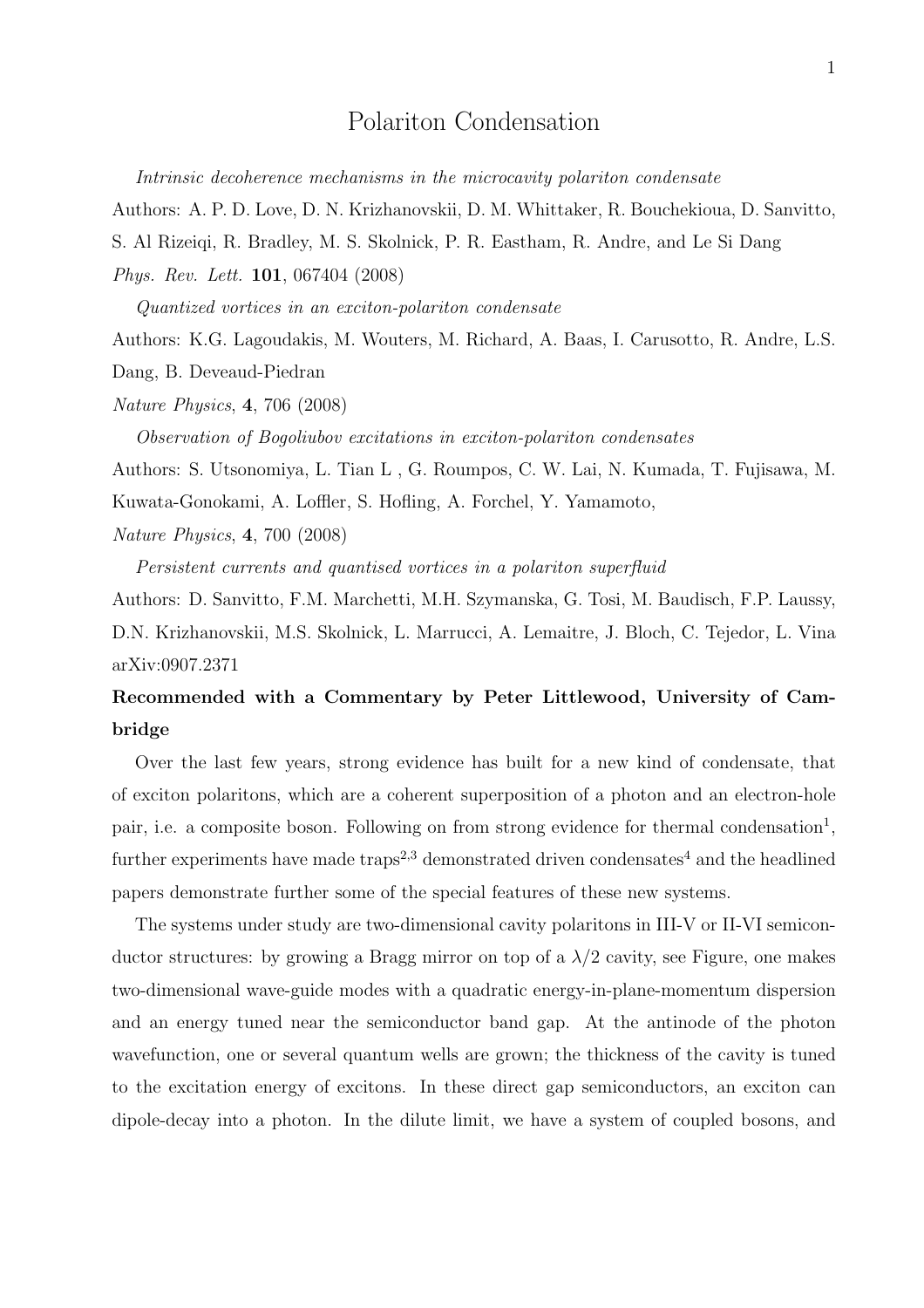# Polariton Condensation

*Intrinsic decoherence mechanisms in the microcavity polariton condensate*

Authors: A. P. D. Love, D. N. Krizhanovskii, D. M. Whittaker, R. Bouchekioua, D. Sanvitto, S. Al Rizeiqi, R. Bradley, M. S. Skolnick, P. R. Eastham, R. Andre, and Le Si Dang

*Phys. Rev. Lett.* **101**, 067404 (2008)

*Quantized vortices in an exciton-polariton condensate*

Authors: K.G. Lagoudakis, M. Wouters, M. Richard, A. Baas, I. Carusotto, R. Andre, L.S. Dang, B. Deveaud-Piedran

*Nature Physics*, **4**, 706 (2008)

*Observation of Bogoliubov excitations in exciton-polariton condensates*

Authors: S. Utsonomiya, L. Tian L , G. Roumpos, C. W. Lai, N. Kumada, T. Fujisawa, M. Kuwata-Gonokami, A. Loffler, S. Hofling, A. Forchel, Y. Yamamoto,

*Nature Physics*, **4**, 700 (2008)

*Persistent currents and quantised vortices in a polariton superfluid*

Authors: D. Sanvitto, F.M. Marchetti, M.H. Szymanska, G. Tosi, M. Baudisch, F.P. Laussy, D.N. Krizhanovskii, M.S. Skolnick, L. Marrucci, A. Lemaitre, J. Bloch, C. Tejedor, L. Vina arXiv:0907.2371

**Recommended with a Commentary by Peter Littlewood, University of Cambridge**

Over the last few years, strong evidence has built for a new kind of condensate, that of exciton polaritons, which are a coherent superposition of a photon and an electron-hole pair, i.e. a composite boson. Following on from strong evidence for thermal condensation[1], further experiments have made traps[2,3] demonstrated driven condensates[4] and the headlined papers demonstrate further some of the special features of these new systems.

The systems under study are two-dimensional cavity polaritons in III-V or II-VI semiconductor structures: by growing a Bragg mirror on top of a $\lambda/2$ cavity, see Figure, one makes two-dimensional wave-guide modes with a quadratic energy-in-plane-momentum dispersion and an energy tuned near the semiconductor band gap. At the antinode of the photon wavefunction, one or several quantum wells are grown; the thickness of the cavity is tuned to the excitation energy of excitons. In these direct gap semiconductors, an exciton can dipole-decay into a photon. In the dilute limit, we have a system of coupled bosons, and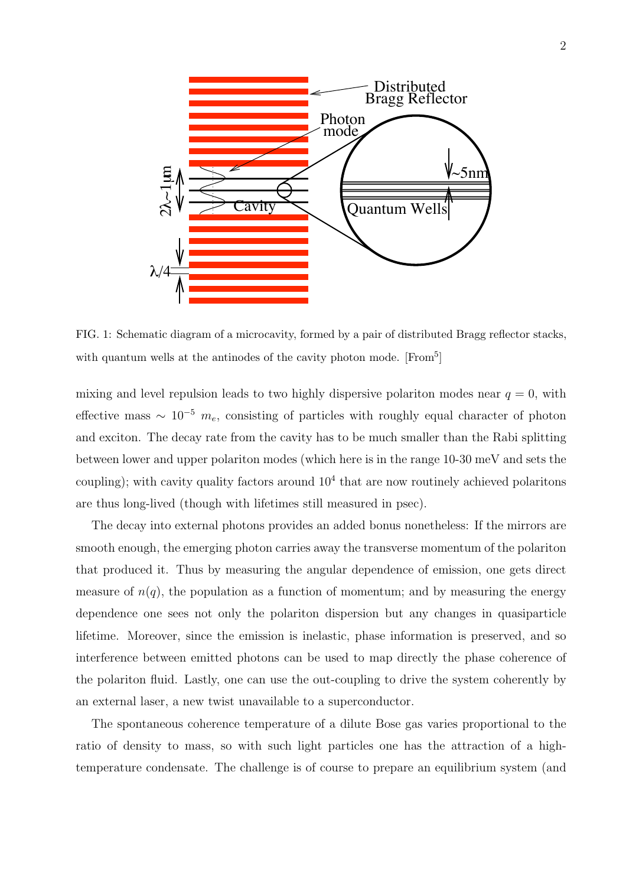FIG. 1: Schematic diagram of a microcavity, formed by a pair of distributed Bragg reflector stacks, with quantum wells at the antinodes of the cavity photon mode. [From[5]]

mixing and level repulsion leads to two highly dispersive polariton modes near $q = 0$, with effective mass $\sim 10^{-5}\ m_e$, consisting of particles with roughly equal character of photon and exciton. The decay rate from the cavity has to be much smaller than the Rabi splitting between lower and upper polariton modes (which here is in the range 10-30 meV and sets the coupling); with cavity quality factors around $10^4$ that are now routinely achieved polaritons are thus long-lived (though with lifetimes still measured in psec).

The decay into external photons provides an added bonus nonetheless: If the mirrors are smooth enough, the emerging photon carries away the transverse momentum of the polariton that produced it. Thus by measuring the angular dependence of emission, one gets direct measure of $n(q)$, the population as a function of momentum; and by measuring the energy dependence one sees not only the polariton dispersion but any changes in quasiparticle lifetime. Moreover, since the emission is inelastic, phase information is preserved, and so interference between emitted photons can be used to map directly the phase coherence of the polariton fluid. Lastly, one can use the out-coupling to drive the system coherently by an external laser, a new twist unavailable to a superconductor.

The spontaneous coherence temperature of a dilute Bose gas varies proportional to the ratio of density to mass, so with such light particles one has the attraction of a high-temperature condensate. The challenge is of course to prepare an equilibrium system (and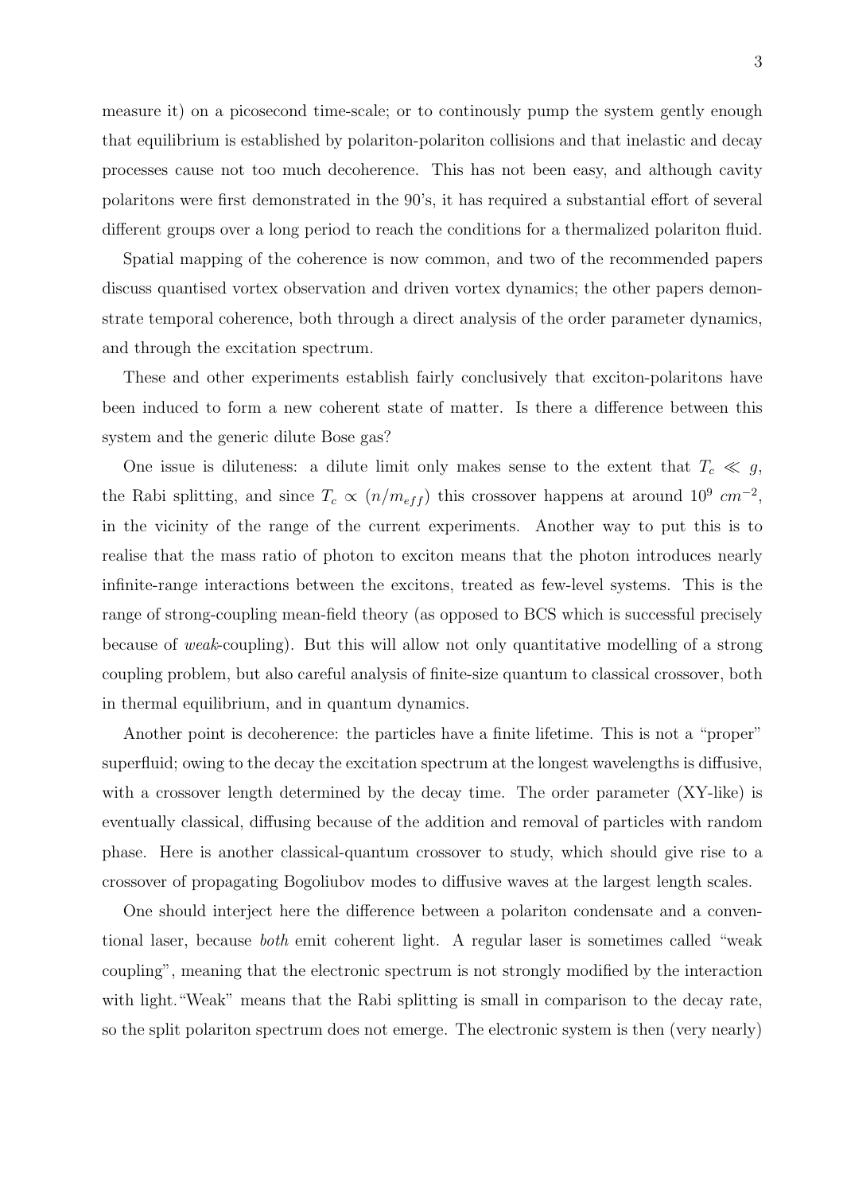measure it) on a picosecond time-scale; or to continously pump the system gently enough that equilibrium is established by polariton-polariton collisions and that inelastic and decay processes cause not too much decoherence. This has not been easy, and although cavity polaritons were first demonstrated in the 90's, it has required a substantial effort of several different groups over a long period to reach the conditions for a thermalized polariton fluid.

Spatial mapping of the coherence is now common, and two of the recommended papers discuss quantised vortex observation and driven vortex dynamics; the other papers demonstrate temporal coherence, both through a direct analysis of the order parameter dynamics, and through the excitation spectrum.

These and other experiments establish fairly conclusively that exciton-polaritons have been induced to form a new coherent state of matter. Is there a difference between this system and the generic dilute Bose gas?

One issue is diluteness: a dilute limit only makes sense to the extent that $T_c \ll g$, the Rabi splitting, and since $T_c \propto (n/m_{eff})$ this crossover happens at around $10^9\ cm^{-2}$, in the vicinity of the range of the current experiments. Another way to put this is to realise that the mass ratio of photon to exciton means that the photon introduces nearly infinite-range interactions between the excitons, treated as few-level systems. This is the range of strong-coupling mean-field theory (as opposed to BCS which is successful precisely because of *weak*-coupling). But this will allow not only quantitative modelling of a strong coupling problem, but also careful analysis of finite-size quantum to classical crossover, both in thermal equilibrium, and in quantum dynamics.

Another point is decoherence: the particles have a finite lifetime. This is not a "proper" superfluid; owing to the decay the excitation spectrum at the longest wavelengths is diffusive, with a crossover length determined by the decay time. The order parameter (XY-like) is eventually classical, diffusing because of the addition and removal of particles with random phase. Here is another classical-quantum crossover to study, which should give rise to a crossover of propagating Bogoliubov modes to diffusive waves at the largest length scales.

One should interject here the difference between a polariton condensate and a conventional laser, because *both* emit coherent light. A regular laser is sometimes called "weak coupling", meaning that the electronic spectrum is not strongly modified by the interaction with light. "Weak" means that the Rabi splitting is small in comparison to the decay rate, so the split polariton spectrum does not emerge. The electronic system is then (very nearly)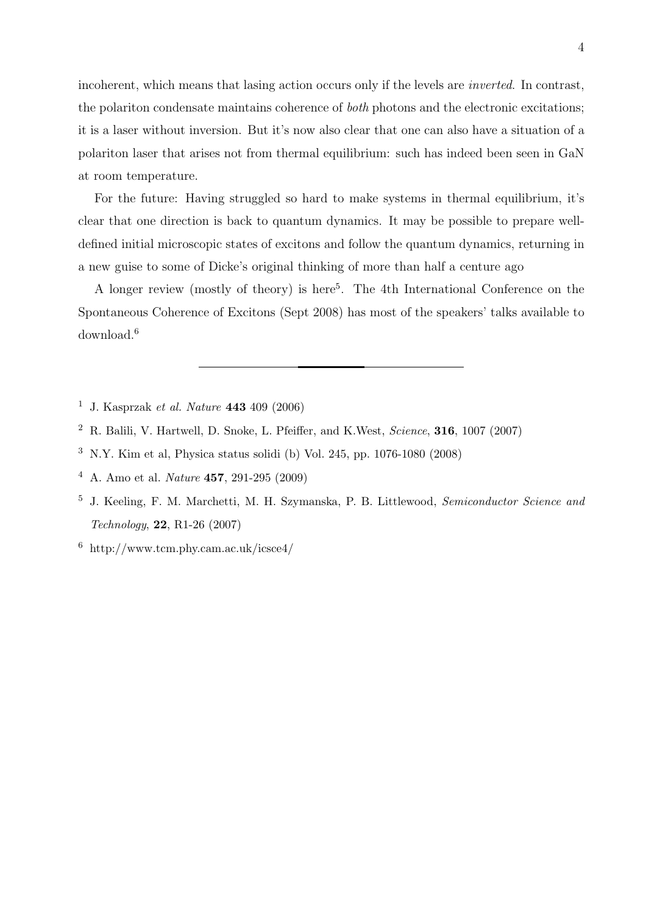incoherent, which means that lasing action occurs only if the levels are *inverted*. In contrast, the polariton condensate maintains coherence of *both* photons and the electronic excitations; it is a laser without inversion. But it's now also clear that one can also have a situation of a polariton laser that arises not from thermal equilibrium: such has indeed been seen in GaN at room temperature.

For the future: Having struggled so hard to make systems in thermal equilibrium, it's clear that one direction is back to quantum dynamics. It may be possible to prepare well-defined initial microscopic states of excitons and follow the quantum dynamics, returning in a new guise to some of Dicke's original thinking of more than half a century ago

A longer review (mostly of theory) is here[5]. The 4th International Conference on the Spontaneous Coherence of Excitons (Sept 2008) has most of the speakers' talks available to download.[6]

---

[1] J. Kasprzak *et al. Nature* **443** 409 (2006)

[2] R. Balili, V. Hartwell, D. Snoke, L. Pfeiffer, and K.West, *Science*, **316**, 1007 (2007)

[3] N.Y. Kim et al, Physica status solidi (b) Vol. 245, pp. 1076-1080 (2008)

[4] A. Amo et al. *Nature* **457**, 291-295 (2009)

[5] J. Keeling, F. M. Marchetti, M. H. Szymanska, P. B. Littlewood, *Semiconductor Science and Technology*, **22**, R1-26 (2007)

[6] http://www.tcm.phy.cam.ac.uk/icsce4/